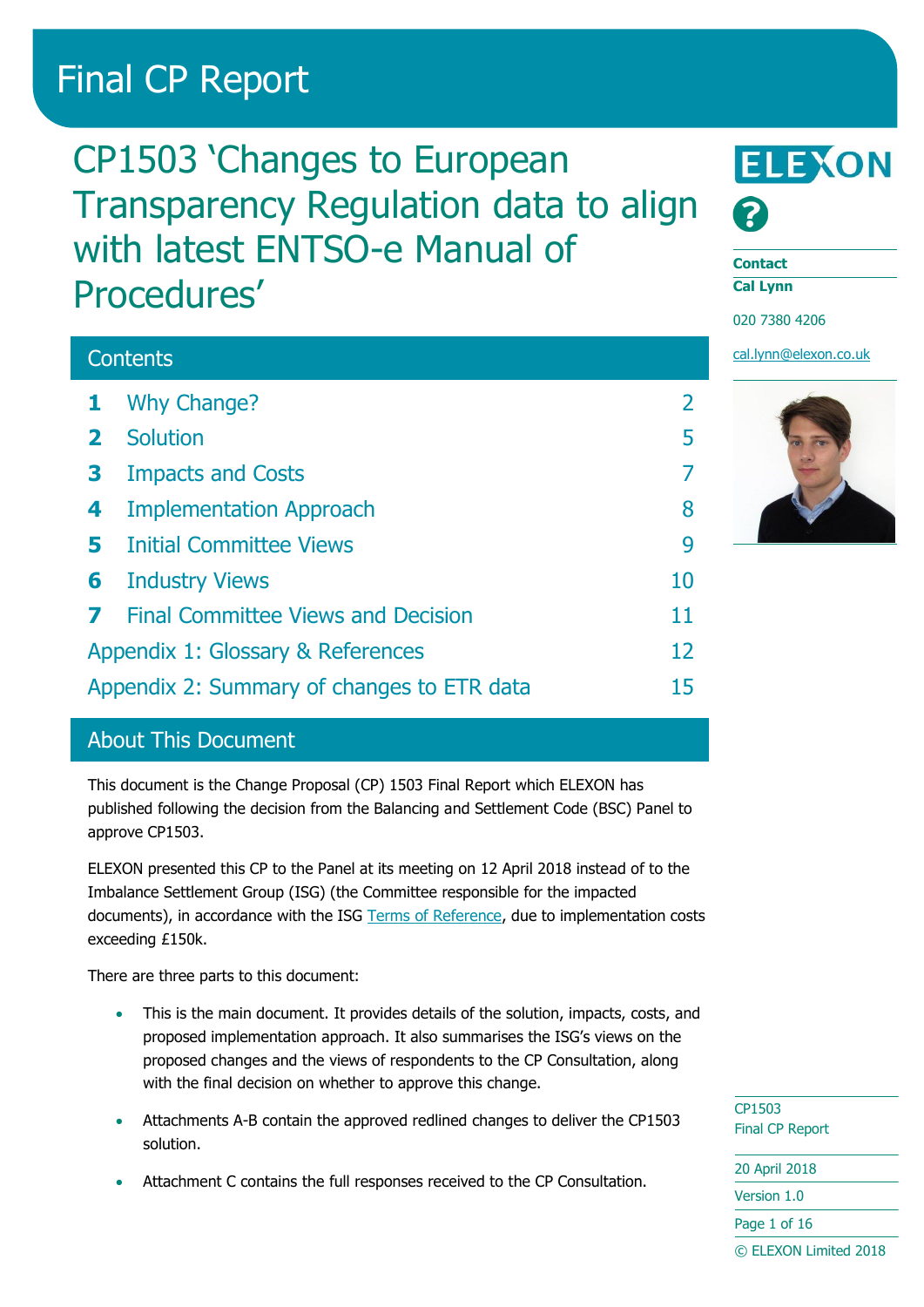# Final CP Report

## CP1503 'Changes to European Transparency Regulation data to align with latest ENTSO-e Manual of Procedures'

**Contact**
**Cal Lynn**

020 7380 4206

cal.lynn@elexon.co.uk

### Contents

| | | |
|---|---|---|
| **1** | Why Change? | 2 |
| **2** | Solution | 5 |
| **3** | Impacts and Costs | 7 |
| **4** | Implementation Approach | 8 |
| **5** | Initial Committee Views | 9 |
| **6** | Industry Views | 10 |
| **7** | Final Committee Views and Decision | 11 |
| | Appendix 1: Glossary & References | 12 |
| | Appendix 2: Summary of changes to ETR data | 15 |

### About This Document

This document is the Change Proposal (CP) 1503 Final Report which ELEXON has published following the decision from the Balancing and Settlement Code (BSC) Panel to approve CP1503.

ELEXON presented this CP to the Panel at its meeting on 12 April 2018 instead of to the Imbalance Settlement Group (ISG) (the Committee responsible for the impacted documents), in accordance with the ISG Terms of Reference, due to implementation costs exceeding £150k.

There are three parts to this document:

- This is the main document. It provides details of the solution, impacts, costs, and proposed implementation approach. It also summarises the ISG's views on the proposed changes and the views of respondents to the CP Consultation, along with the final decision on whether to approve this change.
- Attachments A-B contain the approved redlined changes to deliver the CP1503 solution.
- Attachment C contains the full responses received to the CP Consultation.

CP1503
Final CP Report

20 April 2018

Version 1.0

© ELEXON Limited 2018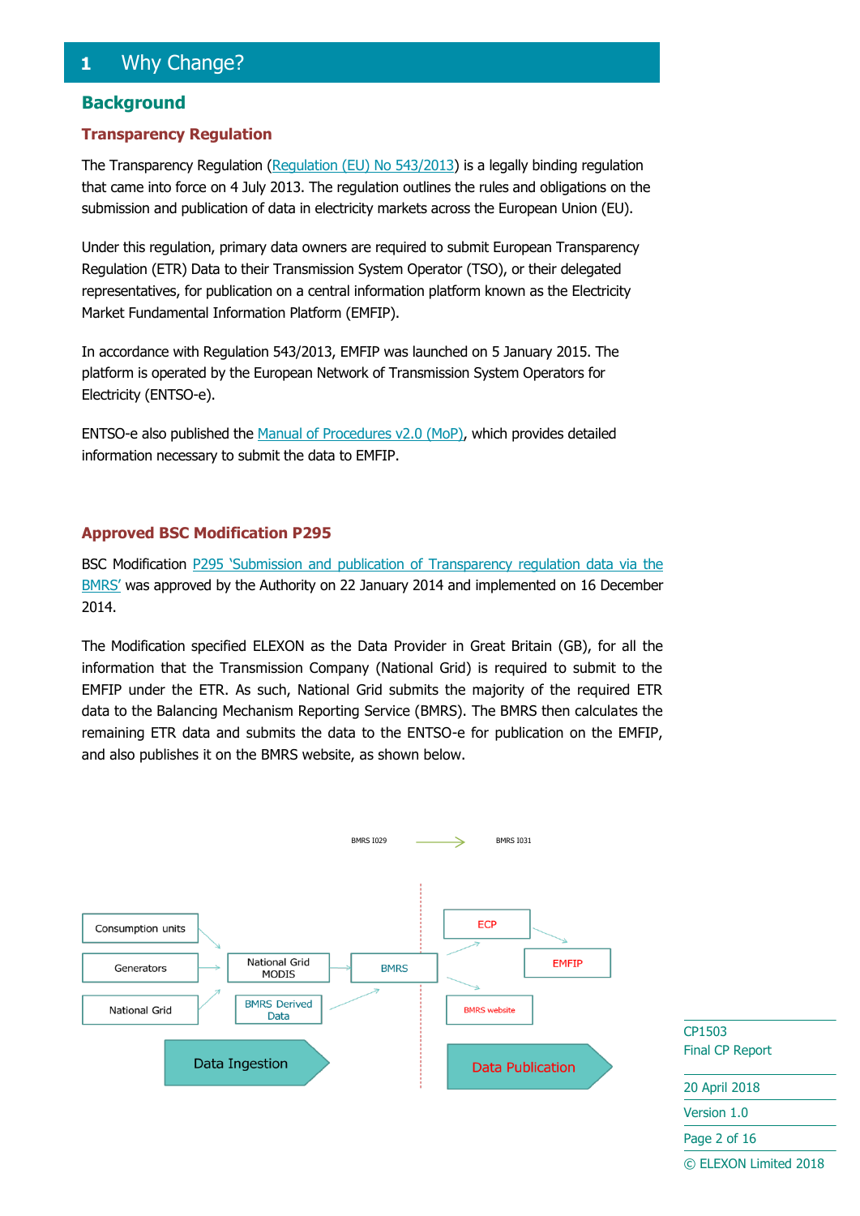# 1 Why Change?

## Background

### Transparency Regulation

The Transparency Regulation (Regulation (EU) No 543/2013) is a legally binding regulation that came into force on 4 July 2013. The regulation outlines the rules and obligations on the submission and publication of data in electricity markets across the European Union (EU).

Under this regulation, primary data owners are required to submit European Transparency Regulation (ETR) Data to their Transmission System Operator (TSO), or their delegated representatives, for publication on a central information platform known as the Electricity Market Fundamental Information Platform (EMFIP).

In accordance with Regulation 543/2013, EMFIP was launched on 5 January 2015. The platform is operated by the European Network of Transmission System Operators for Electricity (ENTSO-e).

ENTSO-e also published the Manual of Procedures v2.0 (MoP), which provides detailed information necessary to submit the data to EMFIP.

### Approved BSC Modification P295

BSC Modification P295 'Submission and publication of Transparency regulation data via the BMRS' was approved by the Authority on 22 January 2014 and implemented on 16 December 2014.

The Modification specified ELEXON as the Data Provider in Great Britain (GB), for all the information that the Transmission Company (National Grid) is required to submit to the EMFIP under the ETR. As such, National Grid submits the majority of the required ETR data to the Balancing Mechanism Reporting Service (BMRS). The BMRS then calculates the remaining ETR data and submits the data to the ENTSO-e for publication on the EMFIP, and also publishes it on the BMRS website, as shown below.

BMRS I029 → BMRS I031

Consumption units, Generators, National Grid → National Grid MODIS → BMRS; BMRS Derived Data → BMRS

BMRS → ECP → EMFIP; BMRS → BMRS website

Data Ingestion | Data Publication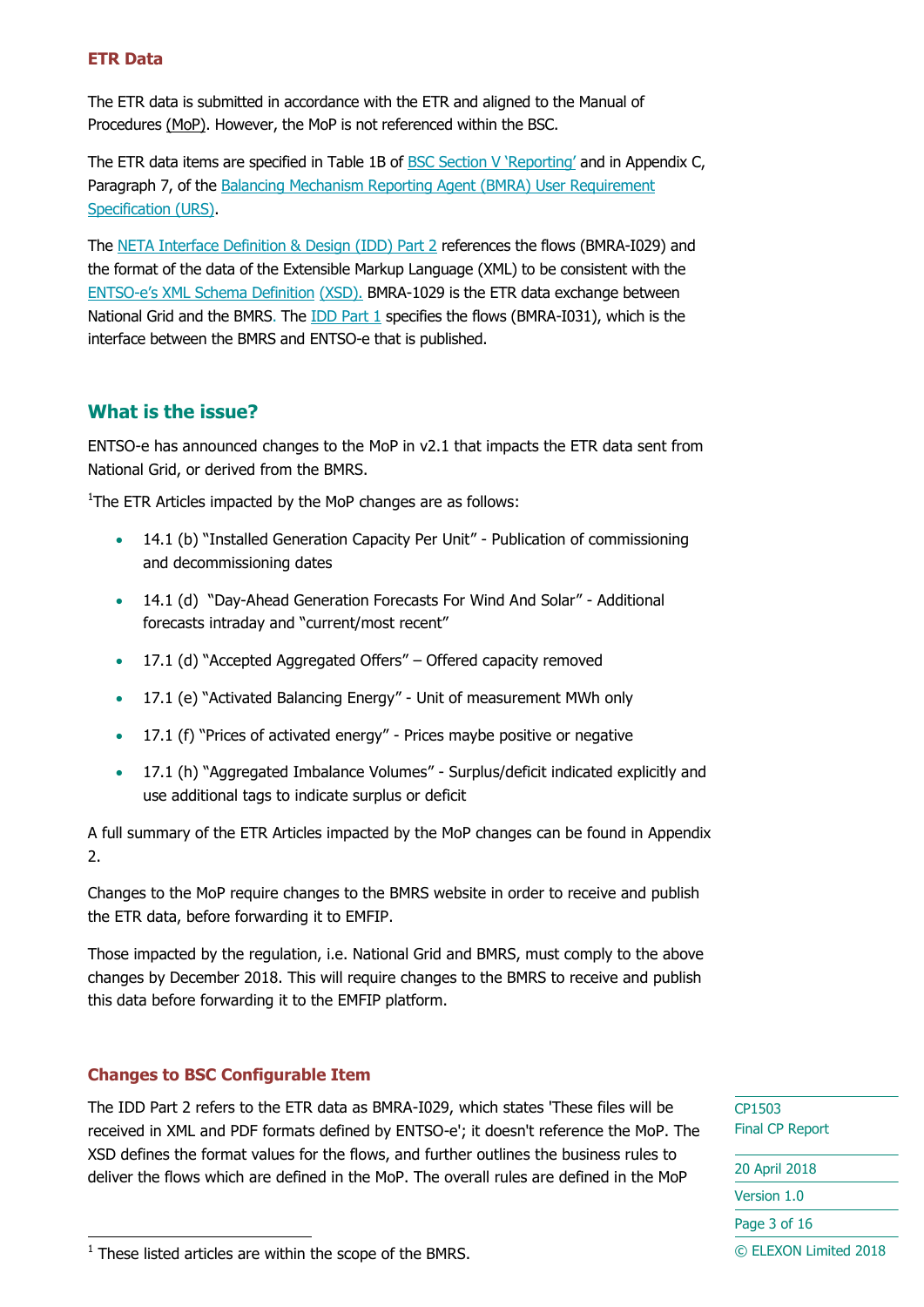### ETR Data

The ETR data is submitted in accordance with the ETR and aligned to the Manual of Procedures (MoP). However, the MoP is not referenced within the BSC.

The ETR data items are specified in Table 1B of BSC Section V 'Reporting' and in Appendix C, Paragraph 7, of the Balancing Mechanism Reporting Agent (BMRA) User Requirement Specification (URS).

The NETA Interface Definition & Design (IDD) Part 2 references the flows (BMRA-I029) and the format of the data of the Extensible Markup Language (XML) to be consistent with the ENTSO-e's XML Schema Definition (XSD). BMRA-1029 is the ETR data exchange between National Grid and the BMRS. The IDD Part 1 specifies the flows (BMRA-I031), which is the interface between the BMRS and ENTSO-e that is published.

## What is the issue?

ENTSO-e has announced changes to the MoP in v2.1 that impacts the ETR data sent from National Grid, or derived from the BMRS.

[1]The ETR Articles impacted by the MoP changes are as follows:

- 14.1 (b) "Installed Generation Capacity Per Unit" - Publication of commissioning and decommissioning dates
- 14.1 (d) "Day-Ahead Generation Forecasts For Wind And Solar" - Additional forecasts intraday and "current/most recent"
- 17.1 (d) "Accepted Aggregated Offers" – Offered capacity removed
- 17.1 (e) "Activated Balancing Energy" - Unit of measurement MWh only
- 17.1 (f) "Prices of activated energy" - Prices maybe positive or negative
- 17.1 (h) "Aggregated Imbalance Volumes" - Surplus/deficit indicated explicitly and use additional tags to indicate surplus or deficit

A full summary of the ETR Articles impacted by the MoP changes can be found in Appendix 2.

Changes to the MoP require changes to the BMRS website in order to receive and publish the ETR data, before forwarding it to EMFIP.

Those impacted by the regulation, i.e. National Grid and BMRS, must comply to the above changes by December 2018. This will require changes to the BMRS to receive and publish this data before forwarding it to the EMFIP platform.

### Changes to BSC Configurable Item

The IDD Part 2 refers to the ETR data as BMRA-I029, which states 'These files will be received in XML and PDF formats defined by ENTSO-e'; it doesn't reference the MoP. The XSD defines the format values for the flows, and further outlines the business rules to deliver the flows which are defined in the MoP. The overall rules are defined in the MoP

[1] These listed articles are within the scope of the BMRS.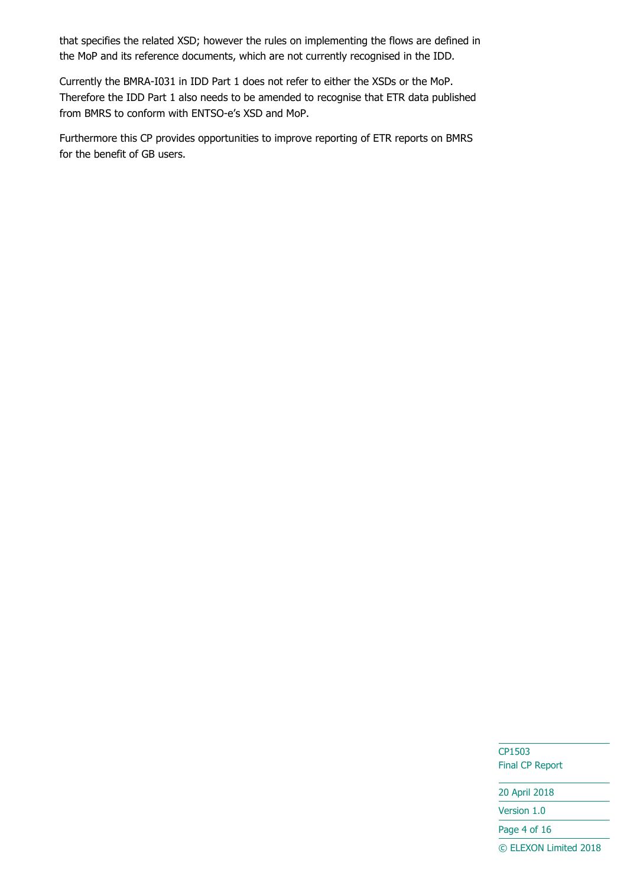that specifies the related XSD; however the rules on implementing the flows are defined in the MoP and its reference documents, which are not currently recognised in the IDD.

Currently the BMRA-I031 in IDD Part 1 does not refer to either the XSDs or the MoP. Therefore the IDD Part 1 also needs to be amended to recognise that ETR data published from BMRS to conform with ENTSO-e's XSD and MoP.

Furthermore this CP provides opportunities to improve reporting of ETR reports on BMRS for the benefit of GB users.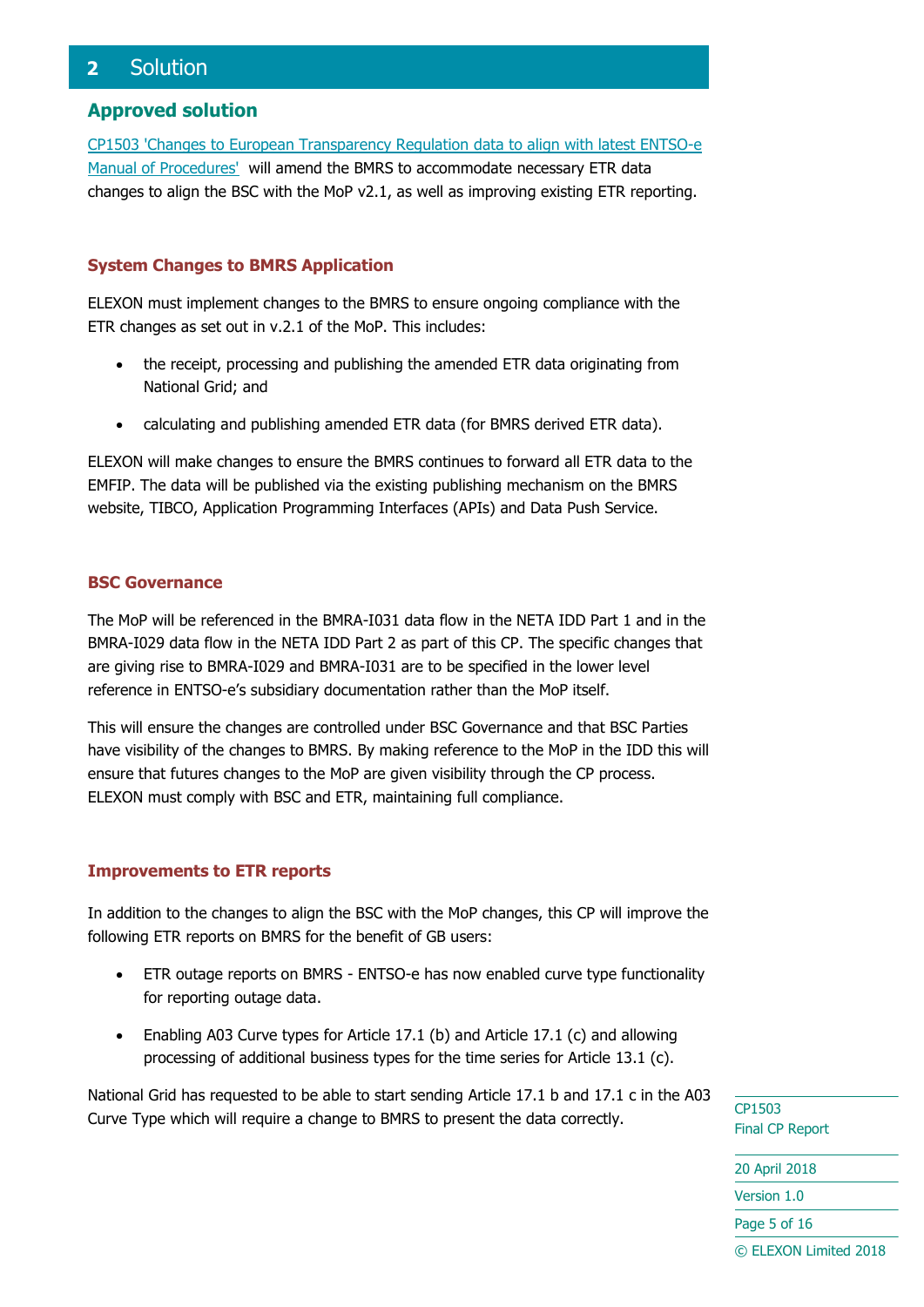# 2 Solution

## Approved solution

CP1503 'Changes to European Transparency Regulation data to align with latest ENTSO-e Manual of Procedures' will amend the BMRS to accommodate necessary ETR data changes to align the BSC with the MoP v2.1, as well as improving existing ETR reporting.

### System Changes to BMRS Application

ELEXON must implement changes to the BMRS to ensure ongoing compliance with the ETR changes as set out in v.2.1 of the MoP. This includes:

- the receipt, processing and publishing the amended ETR data originating from National Grid; and
- calculating and publishing amended ETR data (for BMRS derived ETR data).

ELEXON will make changes to ensure the BMRS continues to forward all ETR data to the EMFIP. The data will be published via the existing publishing mechanism on the BMRS website, TIBCO, Application Programming Interfaces (APIs) and Data Push Service.

### BSC Governance

The MoP will be referenced in the BMRA-I031 data flow in the NETA IDD Part 1 and in the BMRA-I029 data flow in the NETA IDD Part 2 as part of this CP. The specific changes that are giving rise to BMRA-I029 and BMRA-I031 are to be specified in the lower level reference in ENTSO-e's subsidiary documentation rather than the MoP itself.

This will ensure the changes are controlled under BSC Governance and that BSC Parties have visibility of the changes to BMRS. By making reference to the MoP in the IDD this will ensure that futures changes to the MoP are given visibility through the CP process. ELEXON must comply with BSC and ETR, maintaining full compliance.

### Improvements to ETR reports

In addition to the changes to align the BSC with the MoP changes, this CP will improve the following ETR reports on BMRS for the benefit of GB users:

- ETR outage reports on BMRS - ENTSO-e has now enabled curve type functionality for reporting outage data.
- Enabling A03 Curve types for Article 17.1 (b) and Article 17.1 (c) and allowing processing of additional business types for the time series for Article 13.1 (c).

National Grid has requested to be able to start sending Article 17.1 b and 17.1 c in the A03 Curve Type which will require a change to BMRS to present the data correctly.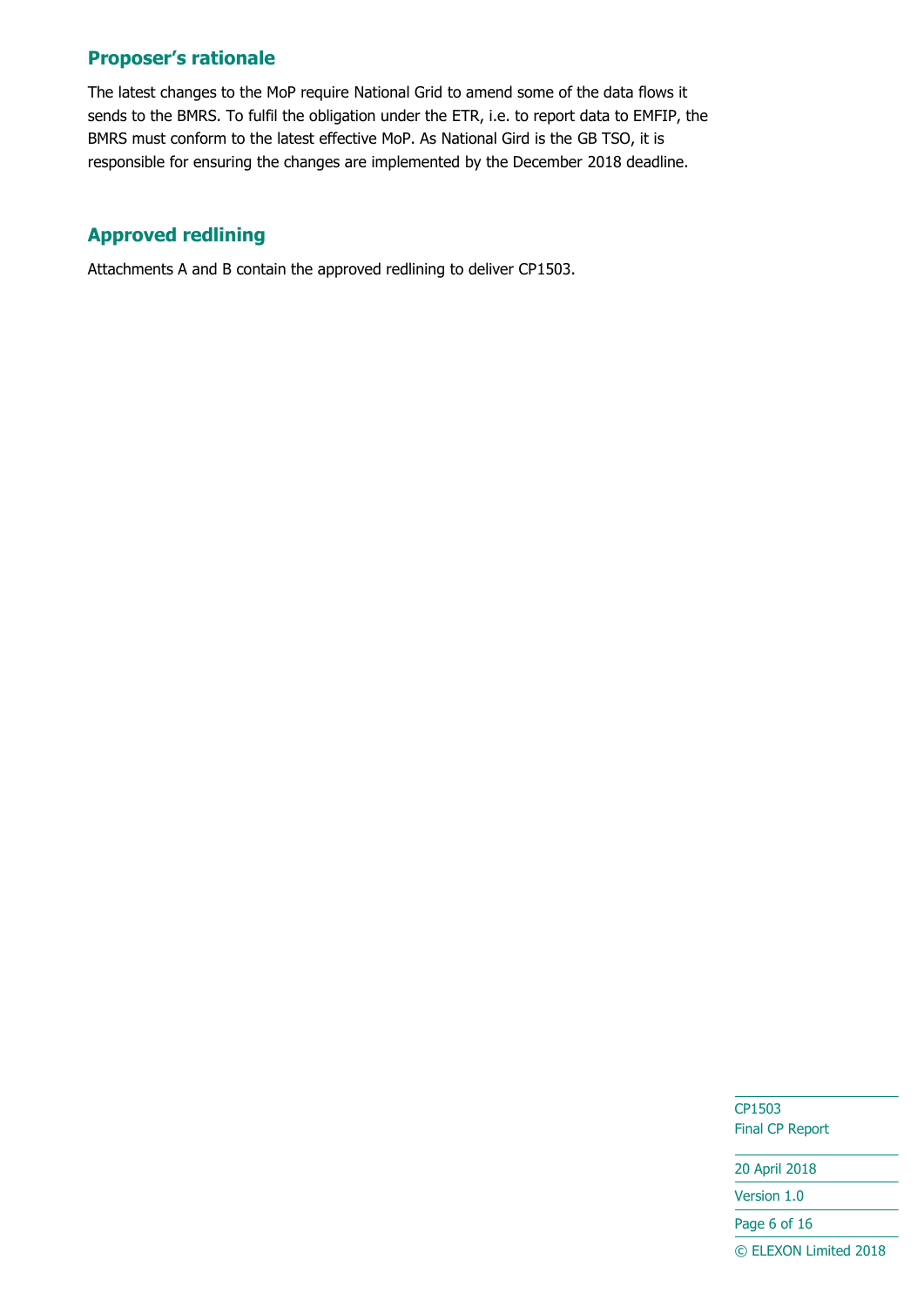## Proposer's rationale

The latest changes to the MoP require National Grid to amend some of the data flows it sends to the BMRS. To fulfil the obligation under the ETR, i.e. to report data to EMFIP, the BMRS must conform to the latest effective MoP. As National Gird is the GB TSO, it is responsible for ensuring the changes are implemented by the December 2018 deadline.

## Approved redlining

Attachments A and B contain the approved redlining to deliver CP1503.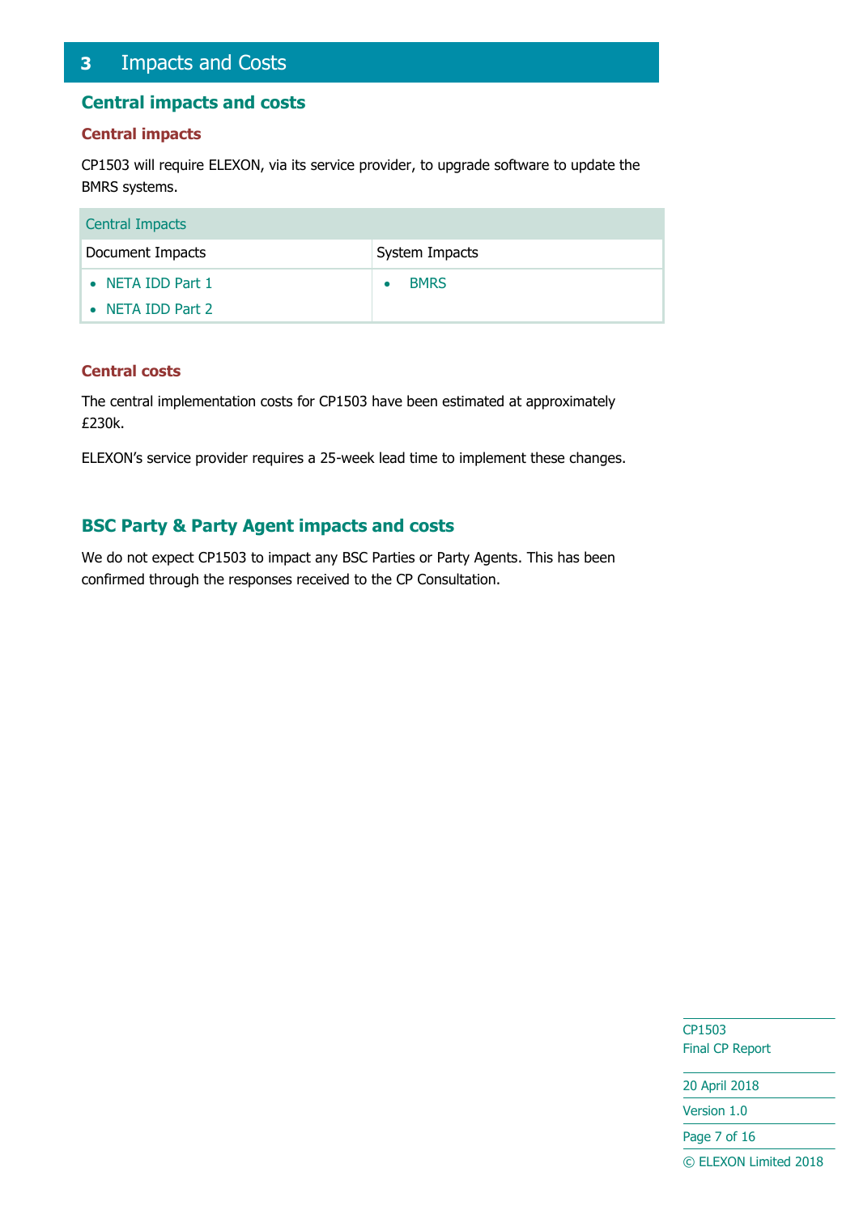# 3 Impacts and Costs

## Central impacts and costs

### Central impacts

CP1503 will require ELEXON, via its service provider, to upgrade software to update the BMRS systems.

| Central Impacts | |
|---|---|
| Document Impacts | System Impacts |
| • NETA IDD Part 1<br>• NETA IDD Part 2 | • BMRS |

### Central costs

The central implementation costs for CP1503 have been estimated at approximately £230k.

ELEXON's service provider requires a 25-week lead time to implement these changes.

## BSC Party & Party Agent impacts and costs

We do not expect CP1503 to impact any BSC Parties or Party Agents. This has been confirmed through the responses received to the CP Consultation.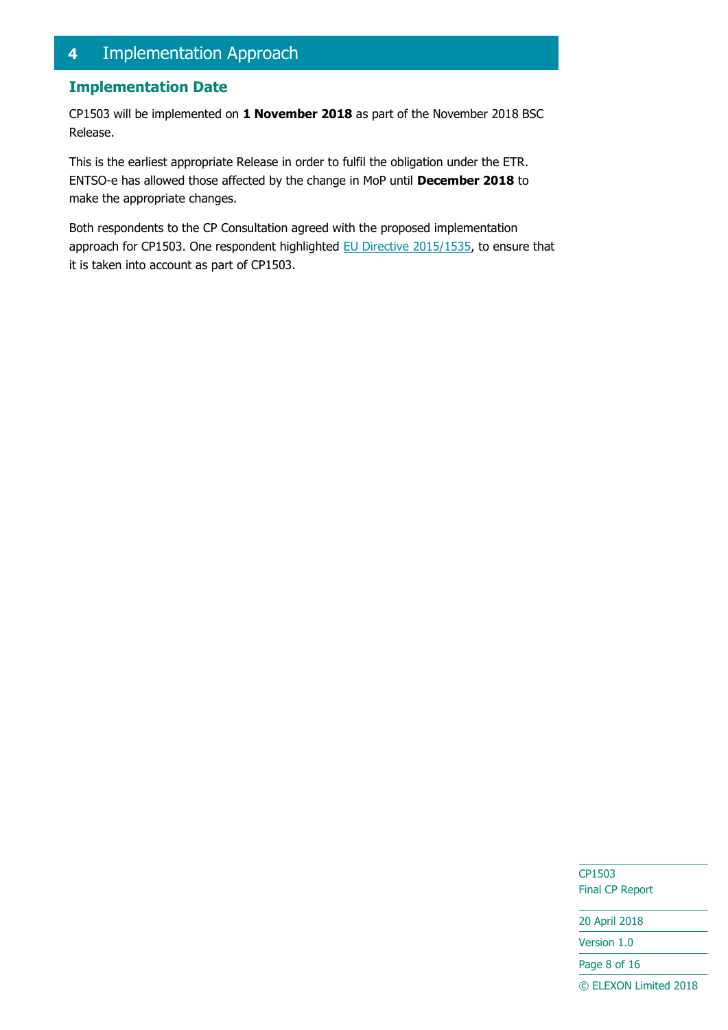# 4 Implementation Approach

## Implementation Date

CP1503 will be implemented on **1 November 2018** as part of the November 2018 BSC Release.

This is the earliest appropriate Release in order to fulfil the obligation under the ETR. ENTSO-e has allowed those affected by the change in MoP until **December 2018** to make the appropriate changes.

Both respondents to the CP Consultation agreed with the proposed implementation approach for CP1503. One respondent highlighted EU Directive 2015/1535, to ensure that it is taken into account as part of CP1503.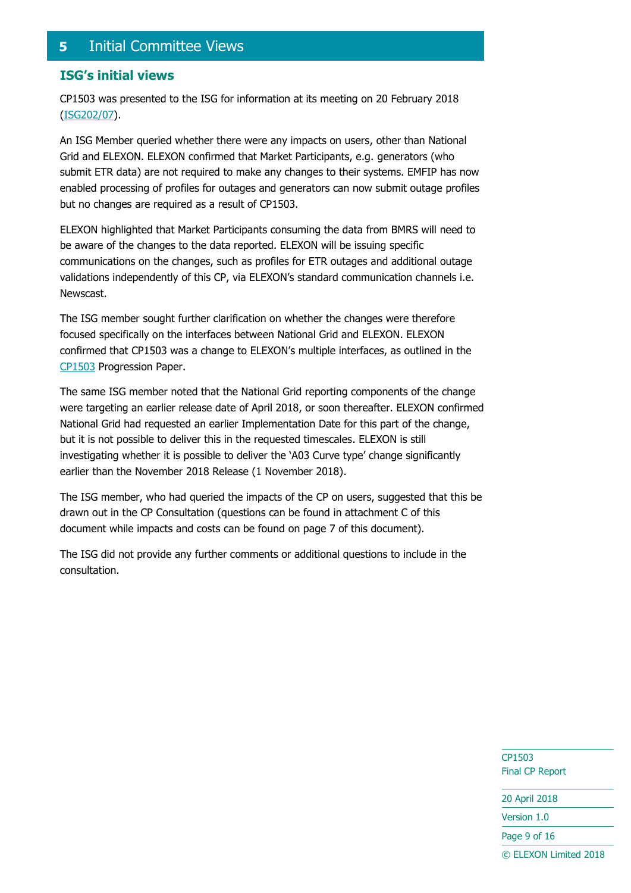# 5 Initial Committee Views

## ISG's initial views

CP1503 was presented to the ISG for information at its meeting on 20 February 2018 (ISG202/07).

An ISG Member queried whether there were any impacts on users, other than National Grid and ELEXON. ELEXON confirmed that Market Participants, e.g. generators (who submit ETR data) are not required to make any changes to their systems. EMFIP has now enabled processing of profiles for outages and generators can now submit outage profiles but no changes are required as a result of CP1503.

ELEXON highlighted that Market Participants consuming the data from BMRS will need to be aware of the changes to the data reported. ELEXON will be issuing specific communications on the changes, such as profiles for ETR outages and additional outage validations independently of this CP, via ELEXON's standard communication channels i.e. Newscast.

The ISG member sought further clarification on whether the changes were therefore focused specifically on the interfaces between National Grid and ELEXON. ELEXON confirmed that CP1503 was a change to ELEXON's multiple interfaces, as outlined in the CP1503 Progression Paper.

The same ISG member noted that the National Grid reporting components of the change were targeting an earlier release date of April 2018, or soon thereafter. ELEXON confirmed National Grid had requested an earlier Implementation Date for this part of the change, but it is not possible to deliver this in the requested timescales. ELEXON is still investigating whether it is possible to deliver the 'A03 Curve type' change significantly earlier than the November 2018 Release (1 November 2018).

The ISG member, who had queried the impacts of the CP on users, suggested that this be drawn out in the CP Consultation (questions can be found in attachment C of this document while impacts and costs can be found on page 7 of this document).

The ISG did not provide any further comments or additional questions to include in the consultation.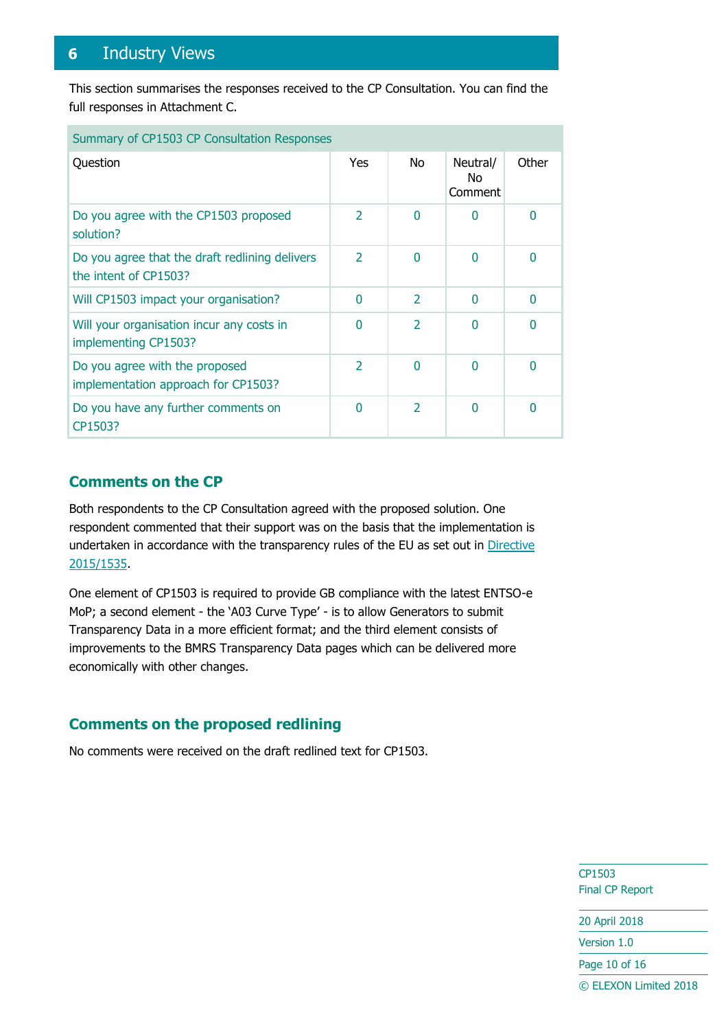# 6 Industry Views

This section summarises the responses received to the CP Consultation. You can find the full responses in Attachment C.

| Summary of CP1503 CP Consultation Responses | | | | |
|---|---|---|---|---|
| Question | Yes | No | Neutral/ No Comment | Other |
| Do you agree with the CP1503 proposed solution? | 2 | 0 | 0 | 0 |
| Do you agree that the draft redlining delivers the intent of CP1503? | 2 | 0 | 0 | 0 |
| Will CP1503 impact your organisation? | 0 | 2 | 0 | 0 |
| Will your organisation incur any costs in implementing CP1503? | 0 | 2 | 0 | 0 |
| Do you agree with the proposed implementation approach for CP1503? | 2 | 0 | 0 | 0 |
| Do you have any further comments on CP1503? | 0 | 2 | 0 | 0 |

## Comments on the CP

Both respondents to the CP Consultation agreed with the proposed solution. One respondent commented that their support was on the basis that the implementation is undertaken in accordance with the transparency rules of the EU as set out in Directive 2015/1535.

One element of CP1503 is required to provide GB compliance with the latest ENTSO-e MoP; a second element - the 'A03 Curve Type' - is to allow Generators to submit Transparency Data in a more efficient format; and the third element consists of improvements to the BMRS Transparency Data pages which can be delivered more economically with other changes.

## Comments on the proposed redlining

No comments were received on the draft redlined text for CP1503.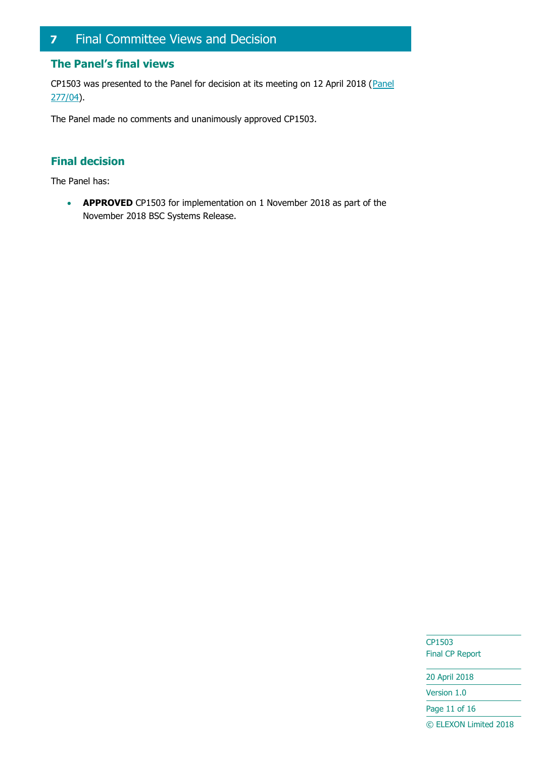# 7 Final Committee Views and Decision

## The Panel's final views

CP1503 was presented to the Panel for decision at its meeting on 12 April 2018 (Panel 277/04).

The Panel made no comments and unanimously approved CP1503.

## Final decision

The Panel has:

- **APPROVED** CP1503 for implementation on 1 November 2018 as part of the November 2018 BSC Systems Release.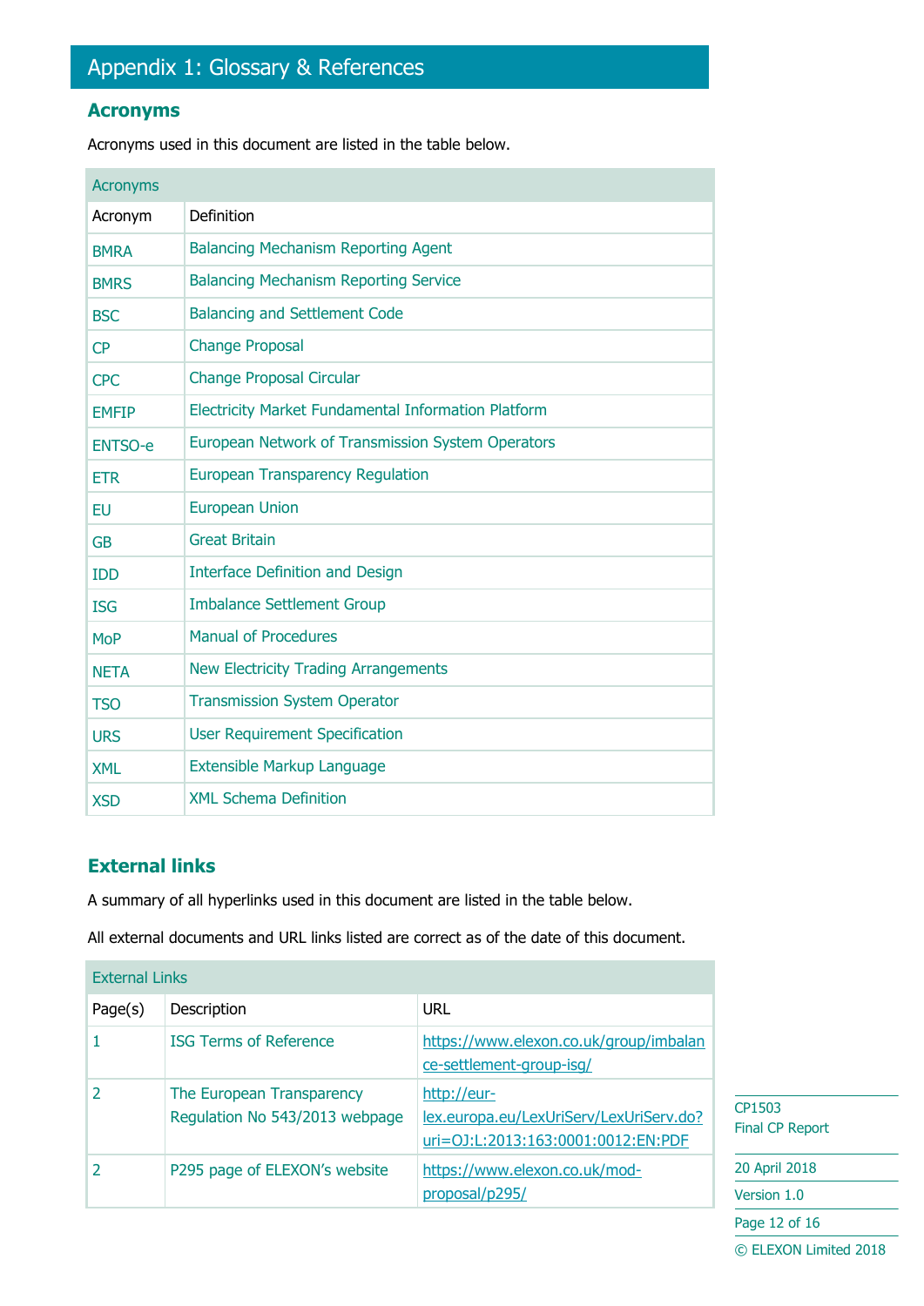# Appendix 1: Glossary & References

## Acronyms

Acronyms used in this document are listed in the table below.

| Acronyms | |
|---|---|
| Acronym | Definition |
| BMRA | Balancing Mechanism Reporting Agent |
| BMRS | Balancing Mechanism Reporting Service |
| BSC | Balancing and Settlement Code |
| CP | Change Proposal |
| CPC | Change Proposal Circular |
| EMFIP | Electricity Market Fundamental Information Platform |
| ENTSO-e | European Network of Transmission System Operators |
| ETR | European Transparency Regulation |
| EU | European Union |
| GB | Great Britain |
| IDD | Interface Definition and Design |
| ISG | Imbalance Settlement Group |
| MoP | Manual of Procedures |
| NETA | New Electricity Trading Arrangements |
| TSO | Transmission System Operator |
| URS | User Requirement Specification |
| XML | Extensible Markup Language |
| XSD | XML Schema Definition |

## External links

A summary of all hyperlinks used in this document are listed in the table below.

All external documents and URL links listed are correct as of the date of this document.

| External Links | | |
|---|---|---|
| Page(s) | Description | URL |
| 1 | ISG Terms of Reference | https://www.elexon.co.uk/group/imbalance-settlement-group-isg/ |
| 2 | The European Transparency Regulation No 543/2013 webpage | http://eur-lex.europa.eu/LexUriServ/LexUriServ.do?uri=OJ:L:2013:163:0001:0012:EN:PDF |
| 2 | P295 page of ELEXON's website | https://www.elexon.co.uk/mod-proposal/p295/ |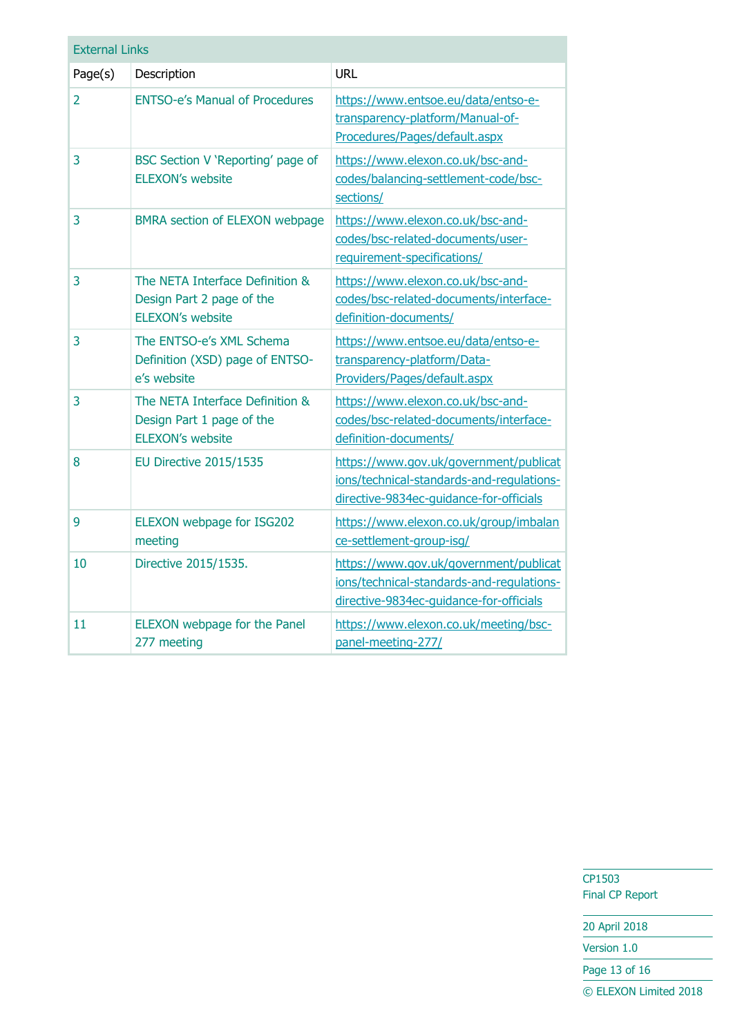| External Links | | |
|---|---|---|
| Page(s) | Description | URL |
| 2 | ENTSO-e's Manual of Procedures | https://www.entsoe.eu/data/entso-e-transparency-platform/Manual-of-Procedures/Pages/default.aspx |
| 3 | BSC Section V 'Reporting' page of ELEXON's website | https://www.elexon.co.uk/bsc-and-codes/balancing-settlement-code/bsc-sections/ |
| 3 | BMRA section of ELEXON webpage | https://www.elexon.co.uk/bsc-and-codes/bsc-related-documents/user-requirement-specifications/ |
| 3 | The NETA Interface Definition & Design Part 2 page of the ELEXON's website | https://www.elexon.co.uk/bsc-and-codes/bsc-related-documents/interface-definition-documents/ |
| 3 | The ENTSO-e's XML Schema Definition (XSD) page of ENTSO-e's website | https://www.entsoe.eu/data/entso-e-transparency-platform/Data-Providers/Pages/default.aspx |
| 3 | The NETA Interface Definition & Design Part 1 page of the ELEXON's website | https://www.elexon.co.uk/bsc-and-codes/bsc-related-documents/interface-definition-documents/ |
| 8 | EU Directive 2015/1535 | https://www.gov.uk/government/publications/technical-standards-and-regulations-directive-9834ec-guidance-for-officials |
| 9 | ELEXON webpage for ISG202 meeting | https://www.elexon.co.uk/group/imbalance-settlement-group-isg/ |
| 10 | Directive 2015/1535. | https://www.gov.uk/government/publications/technical-standards-and-regulations-directive-9834ec-guidance-for-officials |
| 11 | ELEXON webpage for the Panel 277 meeting | https://www.elexon.co.uk/meeting/bsc-panel-meeting-277/ |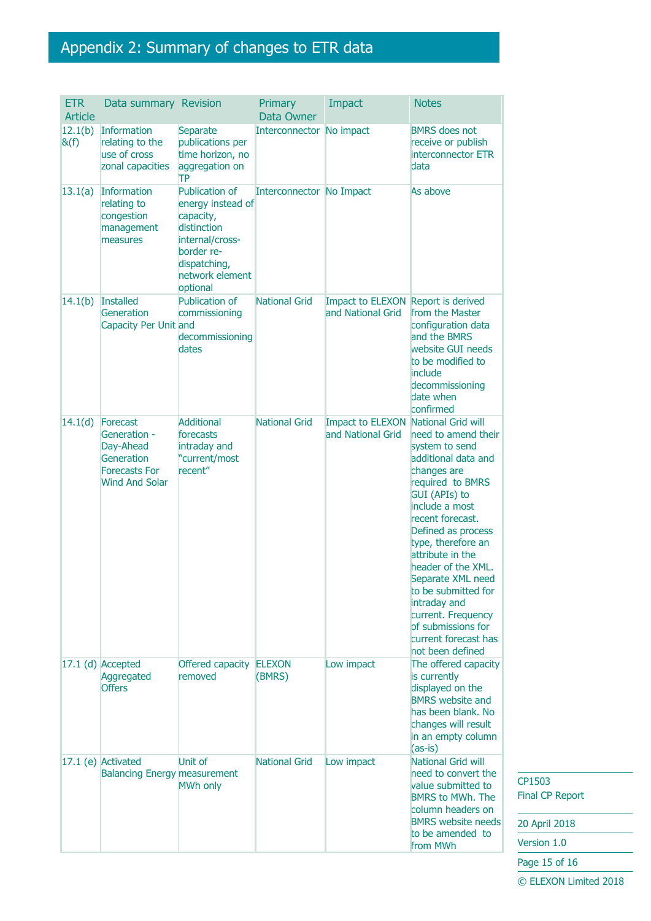# Appendix 2: Summary of changes to ETR data

| ETR Article | Data summary | Revision | Primary Data Owner | Impact | Notes |
|---|---|---|---|---|---|
| 12.1(b) &(f) | Information relating to the use of cross zonal capacities | Separate publications per time horizon, no aggregation on TP | Interconnector | No impact | BMRS does not receive or publish interconnector ETR data |
| 13.1(a) | Information relating to congestion management measures | Publication of energy instead of capacity, distinction internal/cross-border re-dispatching, network element optional | Interconnector | No Impact | As above |
| 14.1(b) | Installed Generation Capacity Per Unit | Publication of commissioning and decommissioning dates | National Grid | Impact to ELEXON and National Grid | Report is derived from the Master configuration data and the BMRS website GUI needs to be modified to include decommissioning date when confirmed |
| 14.1(d) | Forecast Generation - Day-Ahead Generation Forecasts For Wind And Solar | Additional forecasts intraday and "current/most recent" | National Grid | Impact to ELEXON and National Grid | National Grid will need to amend their system to send additional data and changes are required to BMRS GUI (APIs) to include a most recent forecast. Defined as process type, therefore an attribute in the header of the XML. Separate XML need to be submitted for intraday and current. Frequency of submissions for current forecast has not been defined |
| 17.1 (d) | Accepted Aggregated Offers | Offered capacity removed | ELEXON (BMRS) | Low impact | The offered capacity is currently displayed on the BMRS website and has been blank. No changes will result in an empty column (as-is) |
| 17.1 (e) | Activated Balancing Energy | Unit of measurement MWh only | National Grid | Low impact | National Grid will need to convert the value submitted to BMRS to MWh. The column headers on BMRS website needs to be amended to from MWh |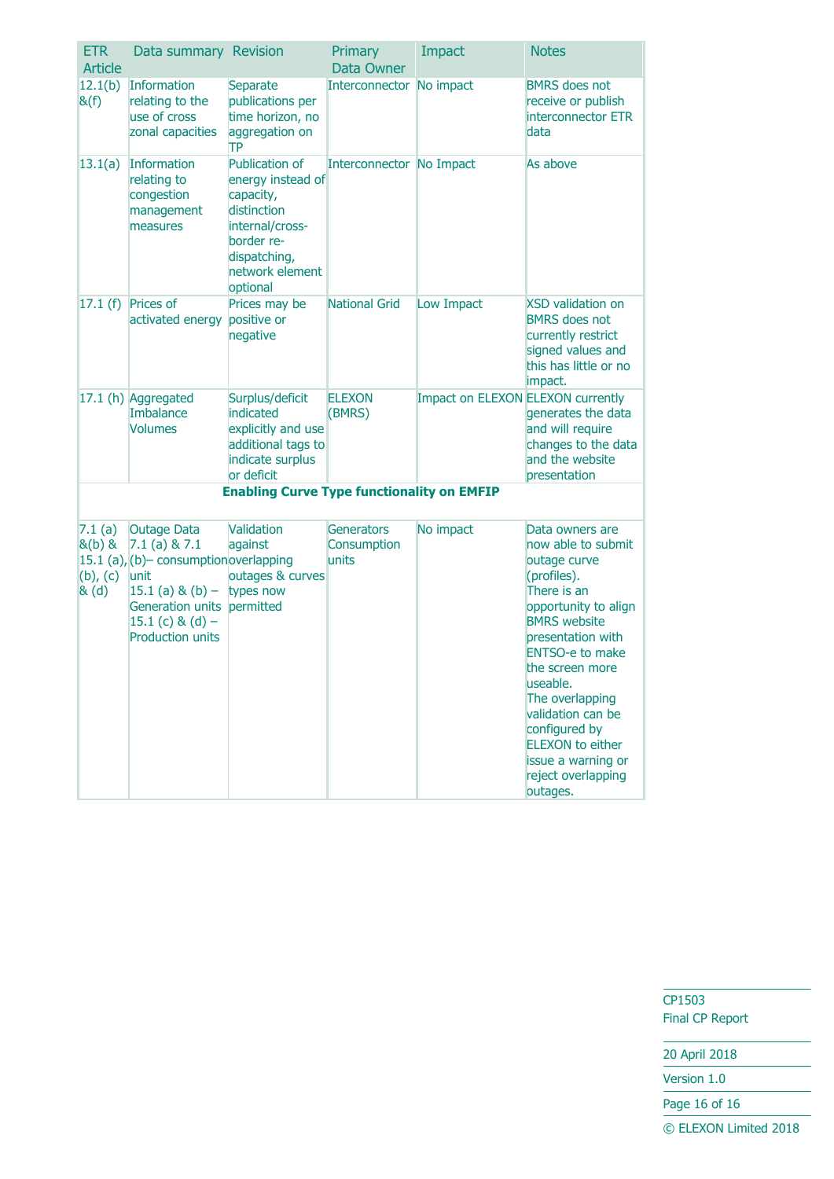| ETR Article | Data summary | Revision | Primary Data Owner | Impact | Notes |
|---|---|---|---|---|---|
| 12.1(b) &(f) | Information relating to the use of cross zonal capacities | Separate publications per time horizon, no aggregation on TP | Interconnector | No impact | BMRS does not receive or publish interconnector ETR data |
| 13.1(a) | Information relating to congestion management measures | Publication of energy instead of capacity, distinction internal/cross-border re-dispatching, network element optional | Interconnector | No Impact | As above |
| 17.1 (f) | Prices of activated energy | Prices may be positive or negative | National Grid | Low Impact | XSD validation on BMRS does not currently restrict signed values and this has little or no impact. |
| 17.1 (h) | Aggregated Imbalance Volumes | Surplus/deficit indicated explicitly and use additional tags to indicate surplus or deficit | ELEXON (BMRS) | Impact on ELEXON | ELEXON currently generates the data and will require changes to the data and the website presentation |
| **Enabling Curve Type functionality on EMFIP** | | | | | |
| 7.1 (a) &(b) & 15.1 (a), (b), (c) & (d) | Outage Data 7.1 (a) & 7.1 (b)– consumption unit 15.1 (a) & (b) – Generation units 15.1 (c) & (d) – Production units | Validation against overlapping outages & curves types now permitted | Generators Consumption units | No impact | Data owners are now able to submit outage curve (profiles). There is an opportunity to align BMRS website presentation with ENTSO-e to make the screen more useable. The overlapping validation can be configured by ELEXON to either issue a warning or reject overlapping outages. |